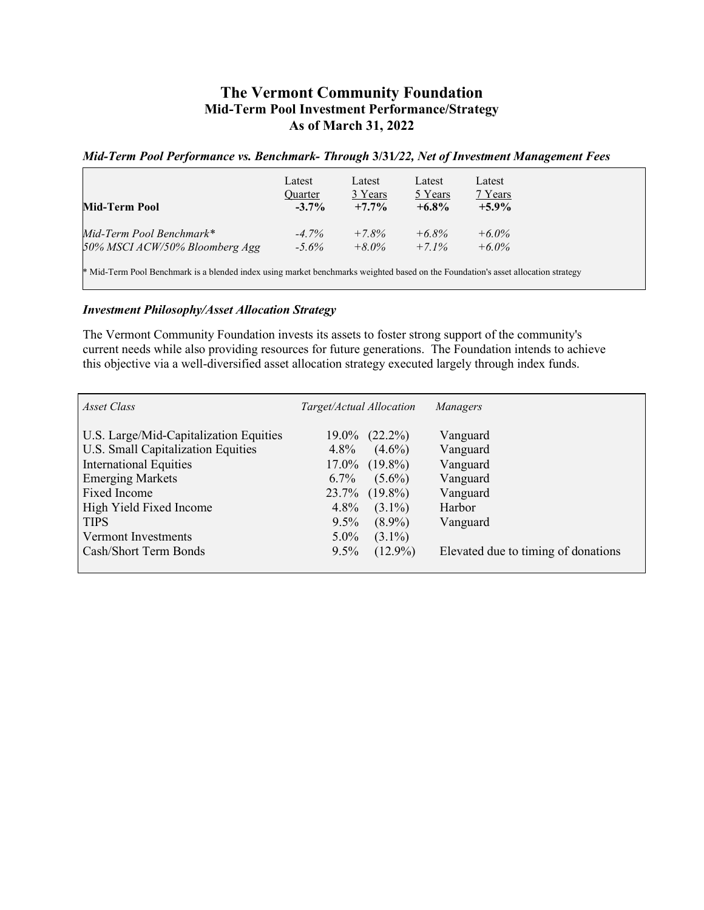# The Vermont Community Foundation
## Mid-Term Pool Investment Performance/Strategy
## As of March 31, 2022

***Mid-Term Pool Performance vs. Benchmark- Through 3/31/22, Net of Investment Management Fees***

| | Latest Quarter | Latest 3 Years | Latest 5 Years | Latest 7 Years |
|---|---|---|---|---|
| **Mid-Term Pool** | **-3.7%** | **+7.7%** | **+6.8%** | **+5.9%** |
| *Mid-Term Pool Benchmark** | *-4.7%* | *+7.8%* | *+6.8%* | *+6.0%* |
| *50% MSCI ACW/50% Bloomberg Agg* | *-5.6%* | *+8.0%* | *+7.1%* | *+6.0%* |

* Mid-Term Pool Benchmark is a blended index using market benchmarks weighted based on the Foundation's asset allocation strategy

***Investment Philosophy/Asset Allocation Strategy***

The Vermont Community Foundation invests its assets to foster strong support of the community's current needs while also providing resources for future generations. The Foundation intends to achieve this objective via a well-diversified asset allocation strategy executed largely through index funds.

| *Asset Class* | *Target/Actual Allocation* | *Managers* |
|---|---|---|
| U.S. Large/Mid-Capitalization Equities | 19.0% (22.2%) | Vanguard |
| U.S. Small Capitalization Equities | 4.8% (4.6%) | Vanguard |
| International Equities | 17.0% (19.8%) | Vanguard |
| Emerging Markets | 6.7% (5.6%) | Vanguard |
| Fixed Income | 23.7% (19.8%) | Vanguard |
| High Yield Fixed Income | 4.8% (3.1%) | Harbor |
| TIPS | 9.5% (8.9%) | Vanguard |
| Vermont Investments | 5.0% (3.1%) | |
| Cash/Short Term Bonds | 9.5% (12.9%) | Elevated due to timing of donations |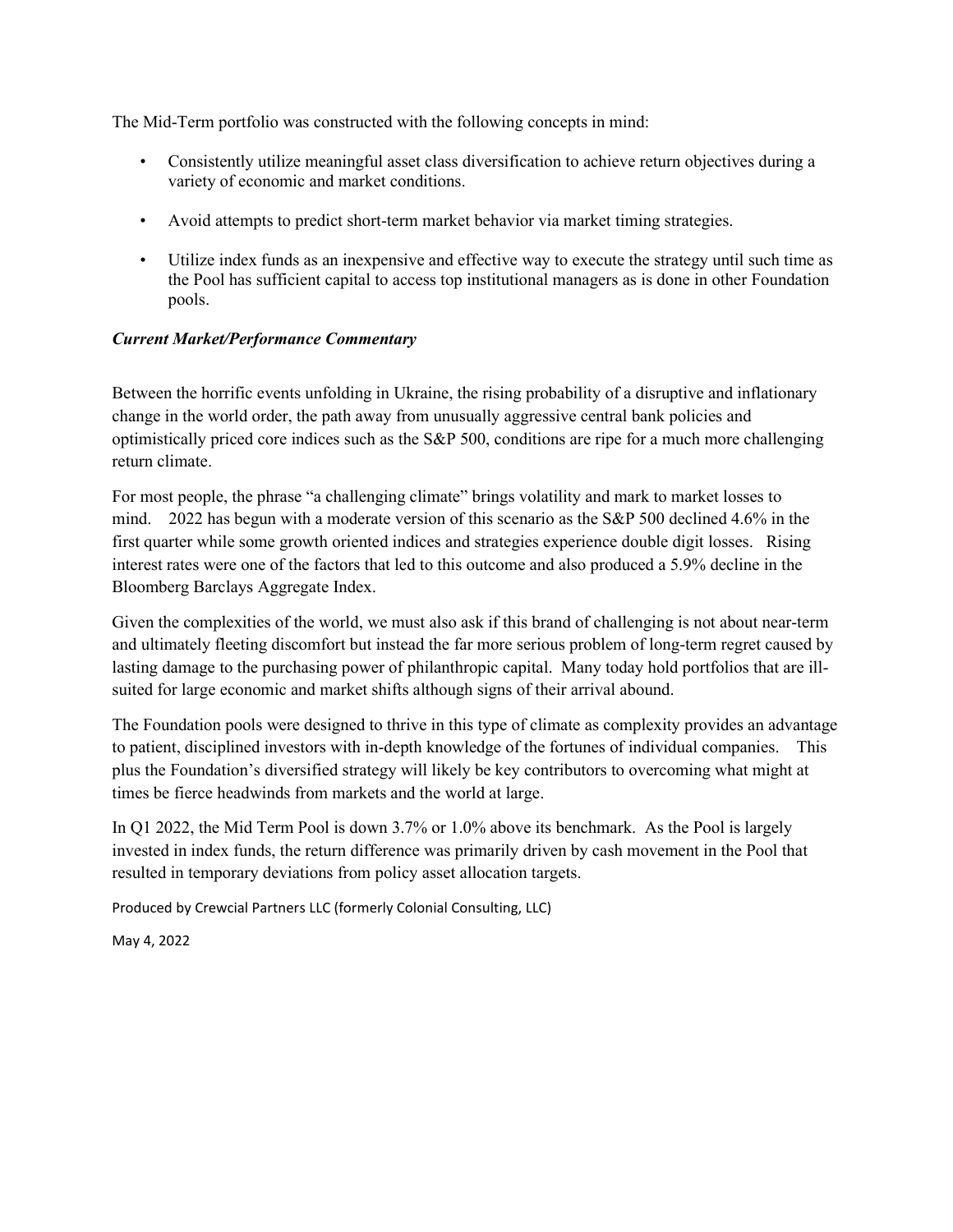The Mid-Term portfolio was constructed with the following concepts in mind:

- Consistently utilize meaningful asset class diversification to achieve return objectives during a variety of economic and market conditions.
- Avoid attempts to predict short-term market behavior via market timing strategies.
- Utilize index funds as an inexpensive and effective way to execute the strategy until such time as the Pool has sufficient capital to access top institutional managers as is done in other Foundation pools.

***Current Market/Performance Commentary***

Between the horrific events unfolding in Ukraine, the rising probability of a disruptive and inflationary change in the world order, the path away from unusually aggressive central bank policies and optimistically priced core indices such as the S&P 500, conditions are ripe for a much more challenging return climate.

For most people, the phrase "a challenging climate" brings volatility and mark to market losses to mind. 2022 has begun with a moderate version of this scenario as the S&P 500 declined 4.6% in the first quarter while some growth oriented indices and strategies experience double digit losses. Rising interest rates were one of the factors that led to this outcome and also produced a 5.9% decline in the Bloomberg Barclays Aggregate Index.

Given the complexities of the world, we must also ask if this brand of challenging is not about near-term and ultimately fleeting discomfort but instead the far more serious problem of long-term regret caused by lasting damage to the purchasing power of philanthropic capital. Many today hold portfolios that are ill-suited for large economic and market shifts although signs of their arrival abound.

The Foundation pools were designed to thrive in this type of climate as complexity provides an advantage to patient, disciplined investors with in-depth knowledge of the fortunes of individual companies. This plus the Foundation's diversified strategy will likely be key contributors to overcoming what might at times be fierce headwinds from markets and the world at large.

In Q1 2022, the Mid Term Pool is down 3.7% or 1.0% above its benchmark. As the Pool is largely invested in index funds, the return difference was primarily driven by cash movement in the Pool that resulted in temporary deviations from policy asset allocation targets.

Produced by Crewcial Partners LLC (formerly Colonial Consulting, LLC)

May 4, 2022